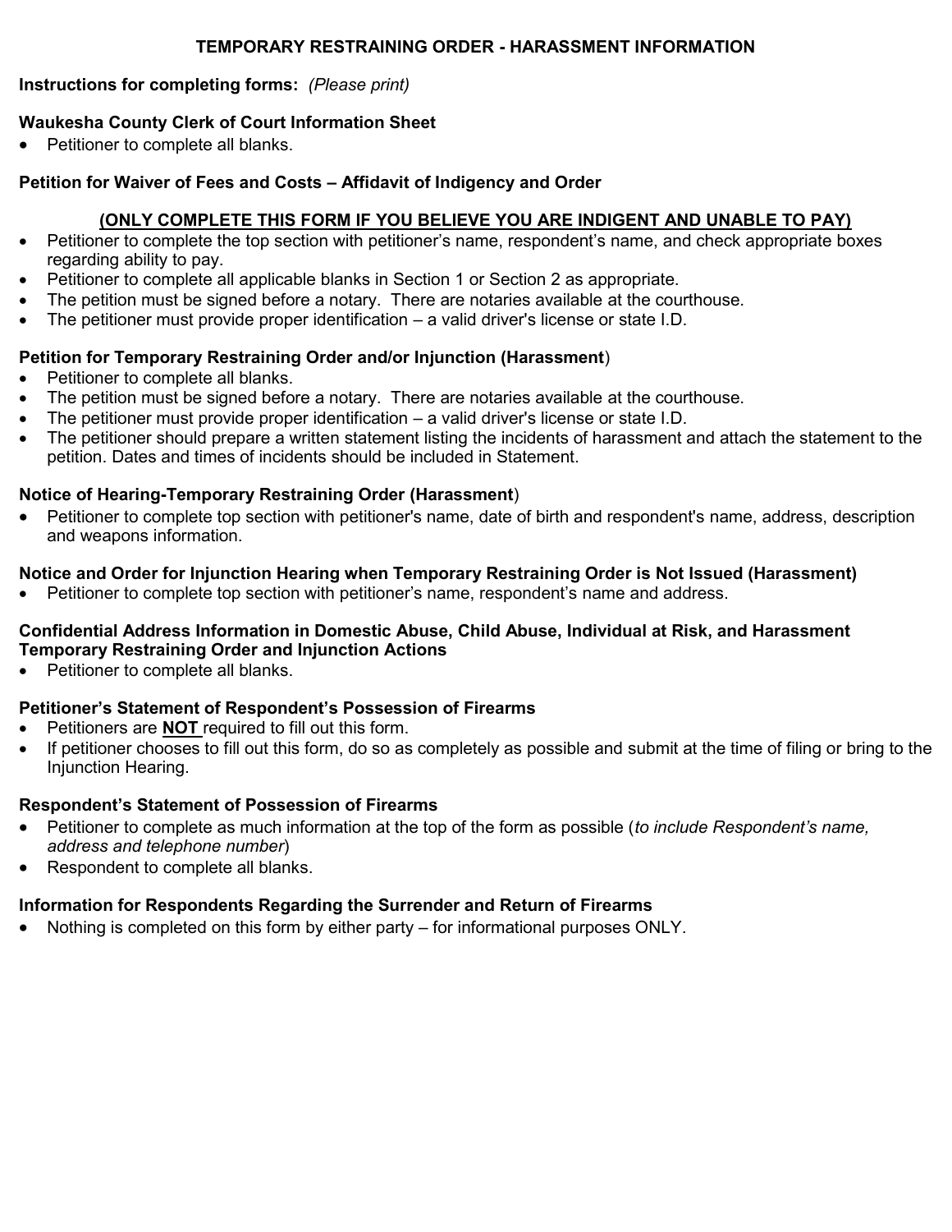# TEMPORARY RESTRAINING ORDER - HARASSMENT INFORMATION

**Instructions for completing forms:** *(Please print)*

### Waukesha County Clerk of Court Information Sheet

- Petitioner to complete all blanks.

### Petition for Waiver of Fees and Costs – Affidavit of Indigency and Order

**<u>(ONLY COMPLETE THIS FORM IF YOU BELIEVE YOU ARE INDIGENT AND UNABLE TO PAY)</u>**

- Petitioner to complete the top section with petitioner's name, respondent's name, and check appropriate boxes regarding ability to pay.
- Petitioner to complete all applicable blanks in Section 1 or Section 2 as appropriate.
- The petition must be signed before a notary. There are notaries available at the courthouse.
- The petitioner must provide proper identification – a valid driver's license or state I.D.

### Petition for Temporary Restraining Order and/or Injunction (Harassment)

- Petitioner to complete all blanks.
- The petition must be signed before a notary. There are notaries available at the courthouse.
- The petitioner must provide proper identification – a valid driver's license or state I.D.
- The petitioner should prepare a written statement listing the incidents of harassment and attach the statement to the petition. Dates and times of incidents should be included in Statement.

### Notice of Hearing-Temporary Restraining Order (Harassment)

- Petitioner to complete top section with petitioner's name, date of birth and respondent's name, address, description and weapons information.

### Notice and Order for Injunction Hearing when Temporary Restraining Order is Not Issued (Harassment)

- Petitioner to complete top section with petitioner's name, respondent's name and address.

### Confidential Address Information in Domestic Abuse, Child Abuse, Individual at Risk, and Harassment Temporary Restraining Order and Injunction Actions

- Petitioner to complete all blanks.

### Petitioner's Statement of Respondent's Possession of Firearms

- Petitioners are **<u>NOT</u>** required to fill out this form.
- If petitioner chooses to fill out this form, do so as completely as possible and submit at the time of filing or bring to the Injunction Hearing.

### Respondent's Statement of Possession of Firearms

- Petitioner to complete as much information at the top of the form as possible (*to include Respondent's name, address and telephone number*)
- Respondent to complete all blanks.

### Information for Respondents Regarding the Surrender and Return of Firearms

- Nothing is completed on this form by either party – for informational purposes ONLY.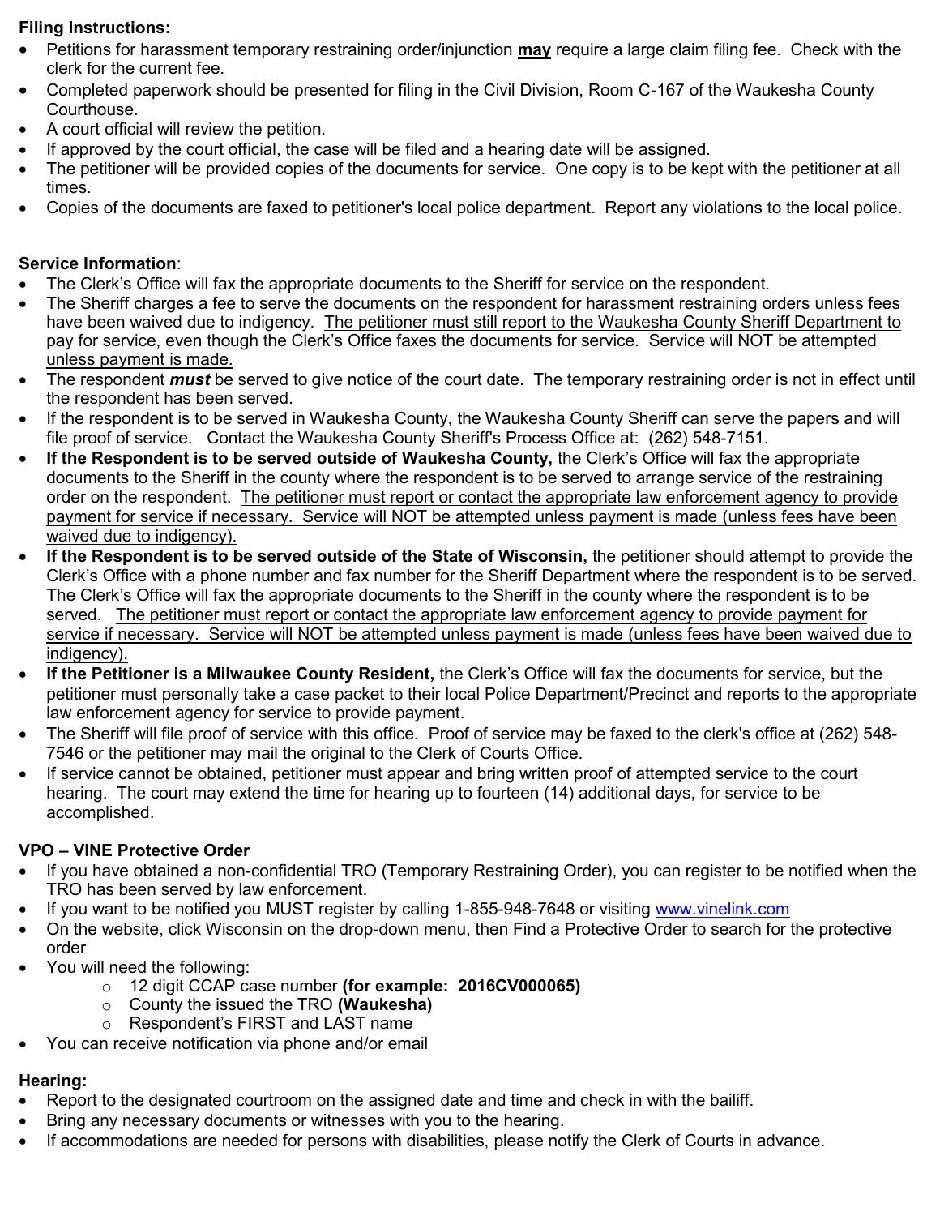**Filing Instructions:**

- Petitions for harassment temporary restraining order/injunction **may** require a large claim filing fee. Check with the clerk for the current fee.
- Completed paperwork should be presented for filing in the Civil Division, Room C-167 of the Waukesha County Courthouse.
- A court official will review the petition.
- If approved by the court official, the case will be filed and a hearing date will be assigned.
- The petitioner will be provided copies of the documents for service. One copy is to be kept with the petitioner at all times.
- Copies of the documents are faxed to petitioner's local police department. Report any violations to the local police.

**Service Information**:

- The Clerk's Office will fax the appropriate documents to the Sheriff for service on the respondent.
- The Sheriff charges a fee to serve the documents on the respondent for harassment restraining orders unless fees have been waived due to indigency. The petitioner must still report to the Waukesha County Sheriff Department to pay for service, even though the Clerk's Office faxes the documents for service. Service will NOT be attempted unless payment is made.
- The respondent ***must*** be served to give notice of the court date. The temporary restraining order is not in effect until the respondent has been served.
- If the respondent is to be served in Waukesha County, the Waukesha County Sheriff can serve the papers and will file proof of service. Contact the Waukesha County Sheriff's Process Office at: (262) 548-7151.
- **If the Respondent is to be served outside of Waukesha County,** the Clerk's Office will fax the appropriate documents to the Sheriff in the county where the respondent is to be served to arrange service of the restraining order on the respondent. The petitioner must report or contact the appropriate law enforcement agency to provide payment for service if necessary. Service will NOT be attempted unless payment is made (unless fees have been waived due to indigency).
- **If the Respondent is to be served outside of the State of Wisconsin,** the petitioner should attempt to provide the Clerk's Office with a phone number and fax number for the Sheriff Department where the respondent is to be served. The Clerk's Office will fax the appropriate documents to the Sheriff in the county where the respondent is to be served. The petitioner must report or contact the appropriate law enforcement agency to provide payment for service if necessary. Service will NOT be attempted unless payment is made (unless fees have been waived due to indigency).
- **If the Petitioner is a Milwaukee County Resident,** the Clerk's Office will fax the documents for service, but the petitioner must personally take a case packet to their local Police Department/Precinct and reports to the appropriate law enforcement agency for service to provide payment.
- The Sheriff will file proof of service with this office. Proof of service may be faxed to the clerk's office at (262) 548-7546 or the petitioner may mail the original to the Clerk of Courts Office.
- If service cannot be obtained, petitioner must appear and bring written proof of attempted service to the court hearing. The court may extend the time for hearing up to fourteen (14) additional days, for service to be accomplished.

**VPO – VINE Protective Order**

- If you have obtained a non-confidential TRO (Temporary Restraining Order), you can register to be notified when the TRO has been served by law enforcement.
- If you want to be notified you MUST register by calling 1-855-948-7648 or visiting www.vinelink.com
- On the website, click Wisconsin on the drop-down menu, then Find a Protective Order to search for the protective order
- You will need the following:
  - 12 digit CCAP case number **(for example: 2016CV000065)**
  - County the issued the TRO **(Waukesha)**
  - Respondent's FIRST and LAST name
- You can receive notification via phone and/or email

**Hearing:**

- Report to the designated courtroom on the assigned date and time and check in with the bailiff.
- Bring any necessary documents or witnesses with you to the hearing.
- If accommodations are needed for persons with disabilities, please notify the Clerk of Courts in advance.